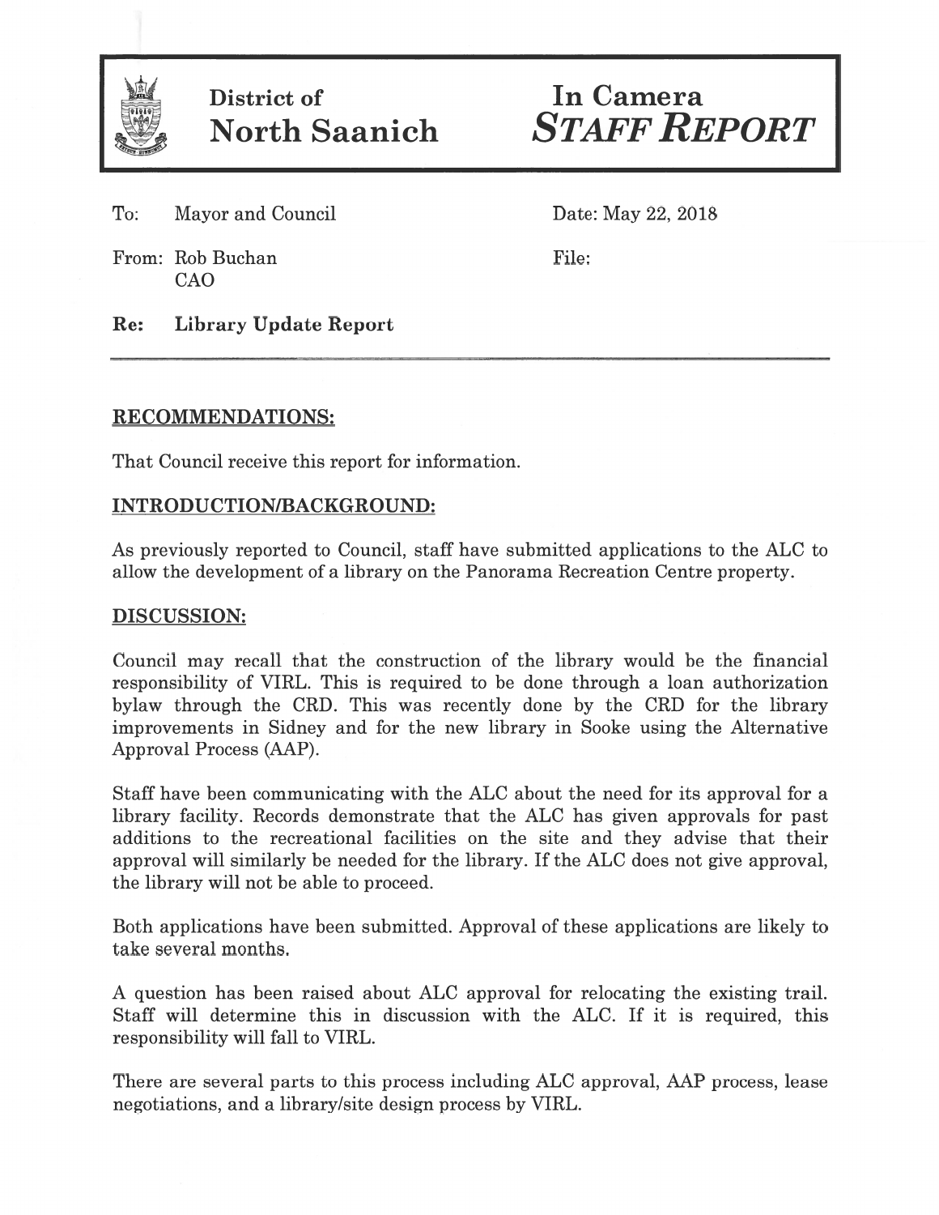**District of North Saanich**

# In Camera *STAFF REPORT*

To: Mayor and Council

Date: May 22, 2018

From: Rob Buchan
CAO

File:

**Re: Library Update Report**

---

## RECOMMENDATIONS:

That Council receive this report for information.

## INTRODUCTION/BACKGROUND:

As previously reported to Council, staff have submitted applications to the ALC to allow the development of a library on the Panorama Recreation Centre property.

## DISCUSSION:

Council may recall that the construction of the library would be the financial responsibility of VIRL. This is required to be done through a loan authorization bylaw through the CRD. This was recently done by the CRD for the library improvements in Sidney and for the new library in Sooke using the Alternative Approval Process (AAP).

Staff have been communicating with the ALC about the need for its approval for a library facility. Records demonstrate that the ALC has given approvals for past additions to the recreational facilities on the site and they advise that their approval will similarly be needed for the library. If the ALC does not give approval, the library will not be able to proceed.

Both applications have been submitted. Approval of these applications are likely to take several months.

A question has been raised about ALC approval for relocating the existing trail. Staff will determine this in discussion with the ALC. If it is required, this responsibility will fall to VIRL.

There are several parts to this process including ALC approval, AAP process, lease negotiations, and a library/site design process by VIRL.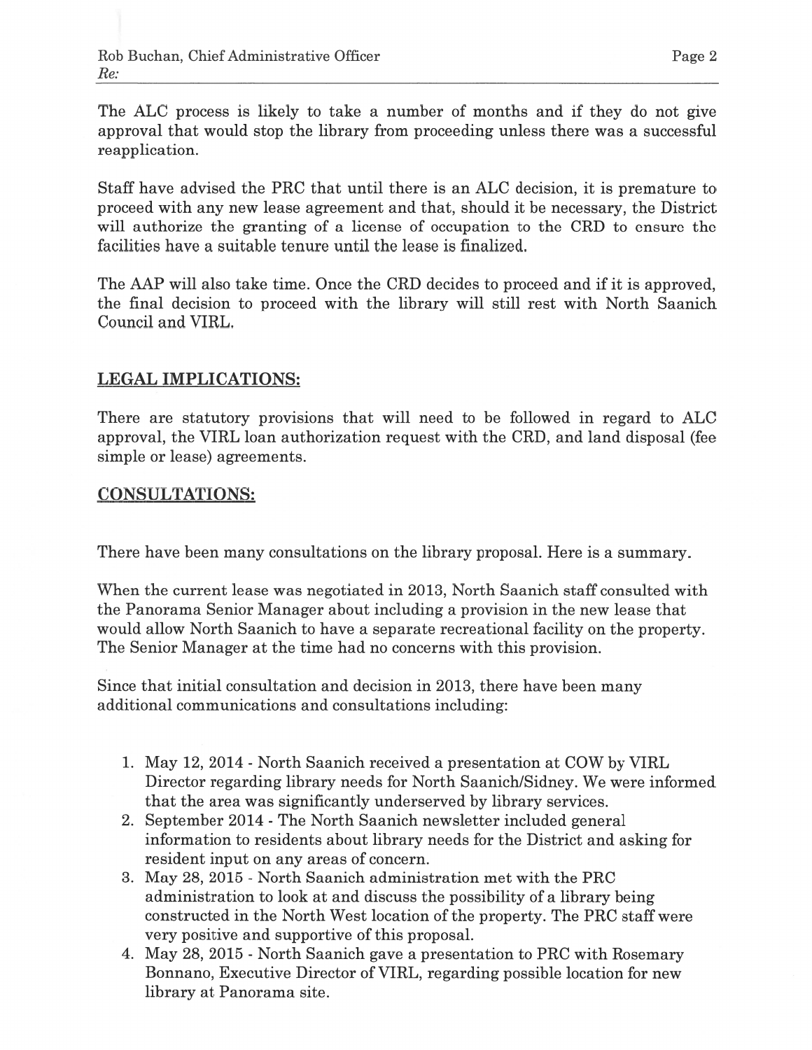The ALC process is likely to take a number of months and if they do not give approval that would stop the library from proceeding unless there was a successful reapplication.

Staff have advised the PRC that until there is an ALC decision, it is premature to proceed with any new lease agreement and that, should it be necessary, the District will authorize the granting of a license of occupation to the CRD to ensure the facilities have a suitable tenure until the lease is finalized.

The AAP will also take time. Once the CRD decides to proceed and if it is approved, the final decision to proceed with the library will still rest with North Saanich Council and VIRL.

## LEGAL IMPLICATIONS:

There are statutory provisions that will need to be followed in regard to ALC approval, the VIRL loan authorization request with the CRD, and land disposal (fee simple or lease) agreements.

## CONSULTATIONS:

There have been many consultations on the library proposal. Here is a summary.

When the current lease was negotiated in 2013, North Saanich staff consulted with the Panorama Senior Manager about including a provision in the new lease that would allow North Saanich to have a separate recreational facility on the property. The Senior Manager at the time had no concerns with this provision.

Since that initial consultation and decision in 2013, there have been many additional communications and consultations including:

1. May 12, 2014 - North Saanich received a presentation at COW by VIRL Director regarding library needs for North Saanich/Sidney. We were informed that the area was significantly underserved by library services.
2. September 2014 - The North Saanich newsletter included general information to residents about library needs for the District and asking for resident input on any areas of concern.
3. May 28, 2015 - North Saanich administration met with the PRC administration to look at and discuss the possibility of a library being constructed in the North West location of the property. The PRC staff were very positive and supportive of this proposal.
4. May 28, 2015 - North Saanich gave a presentation to PRC with Rosemary Bonnano, Executive Director of VIRL, regarding possible location for new library at Panorama site.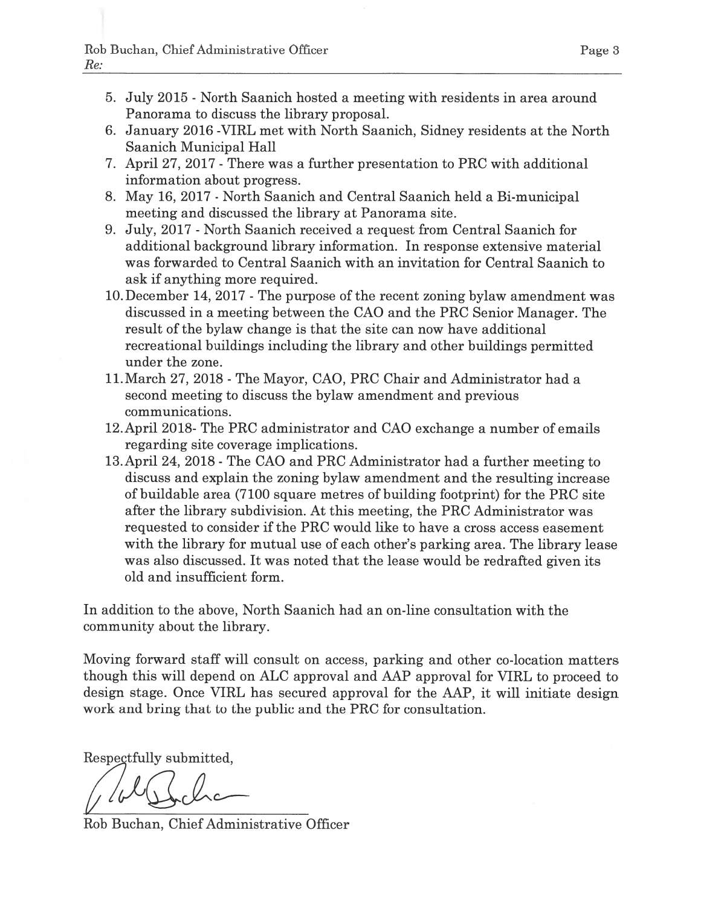5. July 2015 - North Saanich hosted a meeting with residents in area around Panorama to discuss the library proposal.
6. January 2016 -VIRL met with North Saanich, Sidney residents at the North Saanich Municipal Hall
7. April 27, 2017 - There was a further presentation to PRC with additional information about progress.
8. May 16, 2017 - North Saanich and Central Saanich held a Bi-municipal meeting and discussed the library at Panorama site.
9. July, 2017 - North Saanich received a request from Central Saanich for additional background library information. In response extensive material was forwarded to Central Saanich with an invitation for Central Saanich to ask if anything more required.
10. December 14, 2017 - The purpose of the recent zoning bylaw amendment was discussed in a meeting between the CAO and the PRC Senior Manager. The result of the bylaw change is that the site can now have additional recreational buildings including the library and other buildings permitted under the zone.
11. March 27, 2018 - The Mayor, CAO, PRC Chair and Administrator had a second meeting to discuss the bylaw amendment and previous communications.
12. April 2018- The PRC administrator and CAO exchange a number of emails regarding site coverage implications.
13. April 24, 2018 - The CAO and PRC Administrator had a further meeting to discuss and explain the zoning bylaw amendment and the resulting increase of buildable area (7100 square metres of building footprint) for the PRC site after the library subdivision. At this meeting, the PRC Administrator was requested to consider if the PRC would like to have a cross access easement with the library for mutual use of each other's parking area. The library lease was also discussed. It was noted that the lease would be redrafted given its old and insufficient form.

In addition to the above, North Saanich had an on-line consultation with the community about the library.

Moving forward staff will consult on access, parking and other co-location matters though this will depend on ALC approval and AAP approval for VIRL to proceed to design stage. Once VIRL has secured approval for the AAP, it will initiate design work and bring that to the public and the PRC for consultation.

Respectfully submitted,

Rob Buchan, Chief Administrative Officer